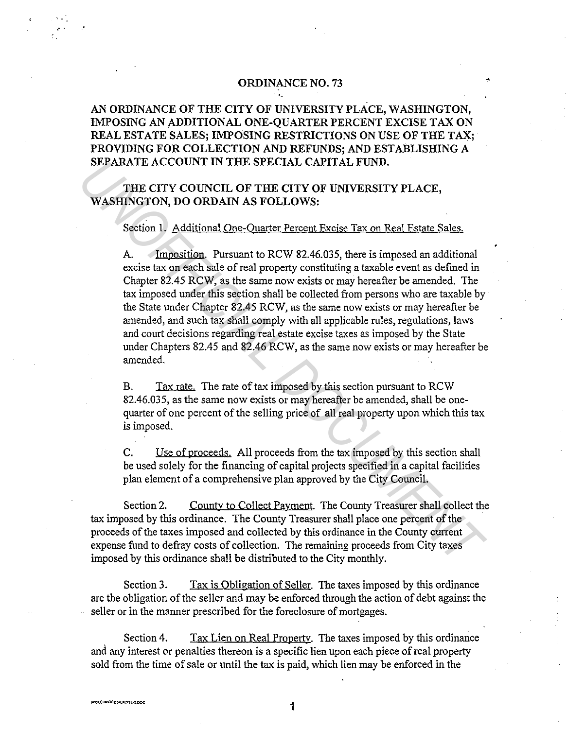# ORDINANCE NO. 73

**AN ORDINANCE OF THE CITY OF UNIVERSITY PLACE, WASHINGTON, IMPOSING AN ADDITIONAL ONE-QUARTER PERCENT EXCISE TAX ON REAL ESTATE SALES; IMPOSING RESTRICTIONS ON USE OF THE TAX; PROVIDING FOR COLLECTION AND REFUNDS; AND ESTABLISHING A SEPARATE ACCOUNT IN THE SPECIAL CAPITAL FUND.**

**THE CITY COUNCIL OF THE CITY OF UNIVERSITY PLACE, WASHINGTON, DO ORDAIN AS FOLLOWS:**

Section 1. Additional One-Quarter Percent Excise Tax on Real Estate Sales.

A. Imposition. Pursuant to RCW 82.46.035, there is imposed an additional excise tax on each sale of real property constituting a taxable event as defined in Chapter 82.45 RCW, as the same now exists or may hereafter be amended. The tax imposed under this section shall be collected from persons who are taxable by the State under Chapter 82.45 RCW, as the same now exists or may hereafter be amended, and such tax shall comply with all applicable rules, regulations, laws and court decisions regarding real estate excise taxes as imposed by the State under Chapters 82.45 and 82.46 RCW, as the same now exists or may hereafter be amended.

B. Tax rate. The rate of tax imposed by this section pursuant to RCW 82.46.035, as the same now exists or may hereafter be amended, shall be one-quarter of one percent of the selling price of all real property upon which this tax is imposed.

C. Use of proceeds. All proceeds from the tax imposed by this section shall be used solely for the financing of capital projects specified in a capital facilities plan element of a comprehensive plan approved by the City Council.

Section 2. County to Collect Payment. The County Treasurer shall collect the tax imposed by this ordinance. The County Treasurer shall place one percent of the proceeds of the taxes imposed and collected by this ordinance in the County current expense fund to defray costs of collection. The remaining proceeds from City taxes imposed by this ordinance shall be distributed to the City monthly.

Section 3. Tax is Obligation of Seller. The taxes imposed by this ordinance are the obligation of the seller and may be enforced through the action of debt against the seller or in the manner prescribed for the foreclosure of mortgages.

Section 4. Tax Lien on Real Property. The taxes imposed by this ordinance and any interest or penalties thereon is a specific lien upon each piece of real property sold from the time of sale or until the tax is paid, which lien may be enforced in the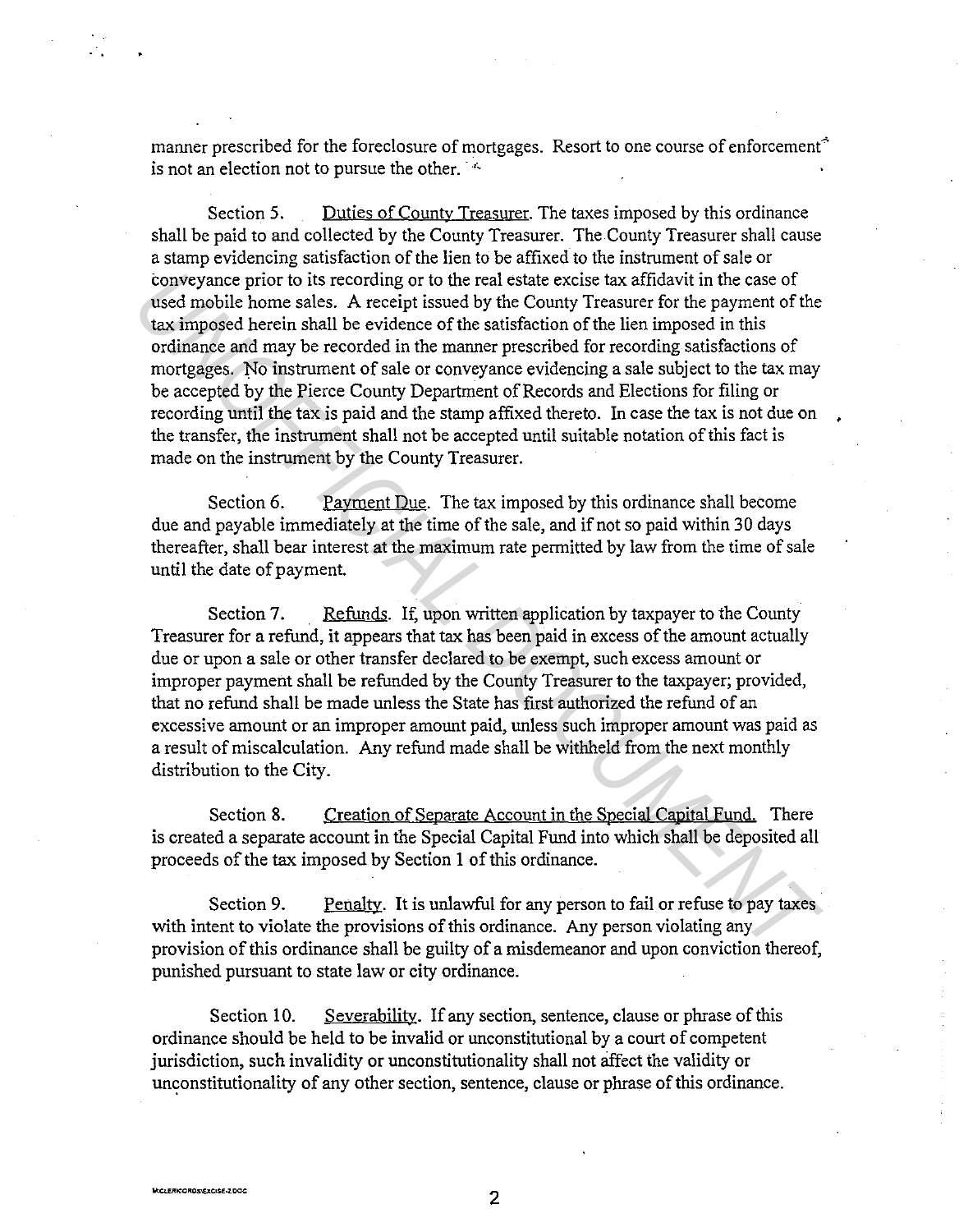manner prescribed for the foreclosure of mortgages. Resort to one course of enforcement is not an election not to pursue the other.

Section 5. Duties of County Treasurer. The taxes imposed by this ordinance shall be paid to and collected by the County Treasurer. The County Treasurer shall cause a stamp evidencing satisfaction of the lien to be affixed to the instrument of sale or conveyance prior to its recording or to the real estate excise tax affidavit in the case of used mobile home sales. A receipt issued by the County Treasurer for the payment of the tax imposed herein shall be evidence of the satisfaction of the lien imposed in this ordinance and may be recorded in the manner prescribed for recording satisfactions of mortgages. No instrument of sale or conveyance evidencing a sale subject to the tax may be accepted by the Pierce County Department of Records and Elections for filing or recording until the tax is paid and the stamp affixed thereto. In case the tax is not due on the transfer, the instrument shall not be accepted until suitable notation of this fact is made on the instrument by the County Treasurer.

Section 6. Payment Due. The tax imposed by this ordinance shall become due and payable immediately at the time of the sale, and if not so paid within 30 days thereafter, shall bear interest at the maximum rate permitted by law from the time of sale until the date of payment.

Section 7. Refunds. If, upon written application by taxpayer to the County Treasurer for a refund, it appears that tax has been paid in excess of the amount actually due or upon a sale or other transfer declared to be exempt, such excess amount or improper payment shall be refunded by the County Treasurer to the taxpayer; provided, that no refund shall be made unless the State has first authorized the refund of an excessive amount or an improper amount paid, unless such improper amount was paid as a result of miscalculation. Any refund made shall be withheld from the next monthly distribution to the City.

Section 8. Creation of Separate Account in the Special Capital Fund. There is created a separate account in the Special Capital Fund into which shall be deposited all proceeds of the tax imposed by Section 1 of this ordinance.

Section 9. Penalty. It is unlawful for any person to fail or refuse to pay taxes with intent to violate the provisions of this ordinance. Any person violating any provision of this ordinance shall be guilty of a misdemeanor and upon conviction thereof, punished pursuant to state law or city ordinance.

Section 10. Severability. If any section, sentence, clause or phrase of this ordinance should be held to be invalid or unconstitutional by a court of competent jurisdiction, such invalidity or unconstitutionality shall not affect the validity or unconstitutionality of any other section, sentence, clause or phrase of this ordinance.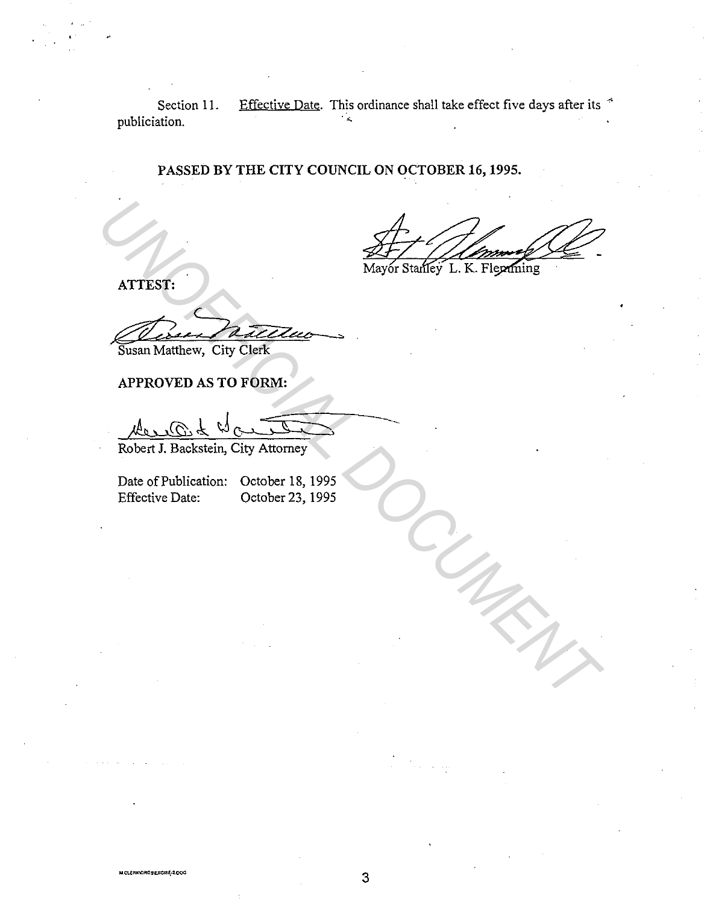Section 11. Effective Date. This ordinance shall take effect five days after its publiciation.

**PASSED BY THE CITY COUNCIL ON OCTOBER 16, 1995.**

Mayor Stanley L. K. Flemming

**ATTEST:**

Susan Matthew, City Clerk

**APPROVED AS TO FORM:**

Robert J. Backstein, City Attorney

Date of Publication: October 18, 1995
Effective Date: October 23, 1995